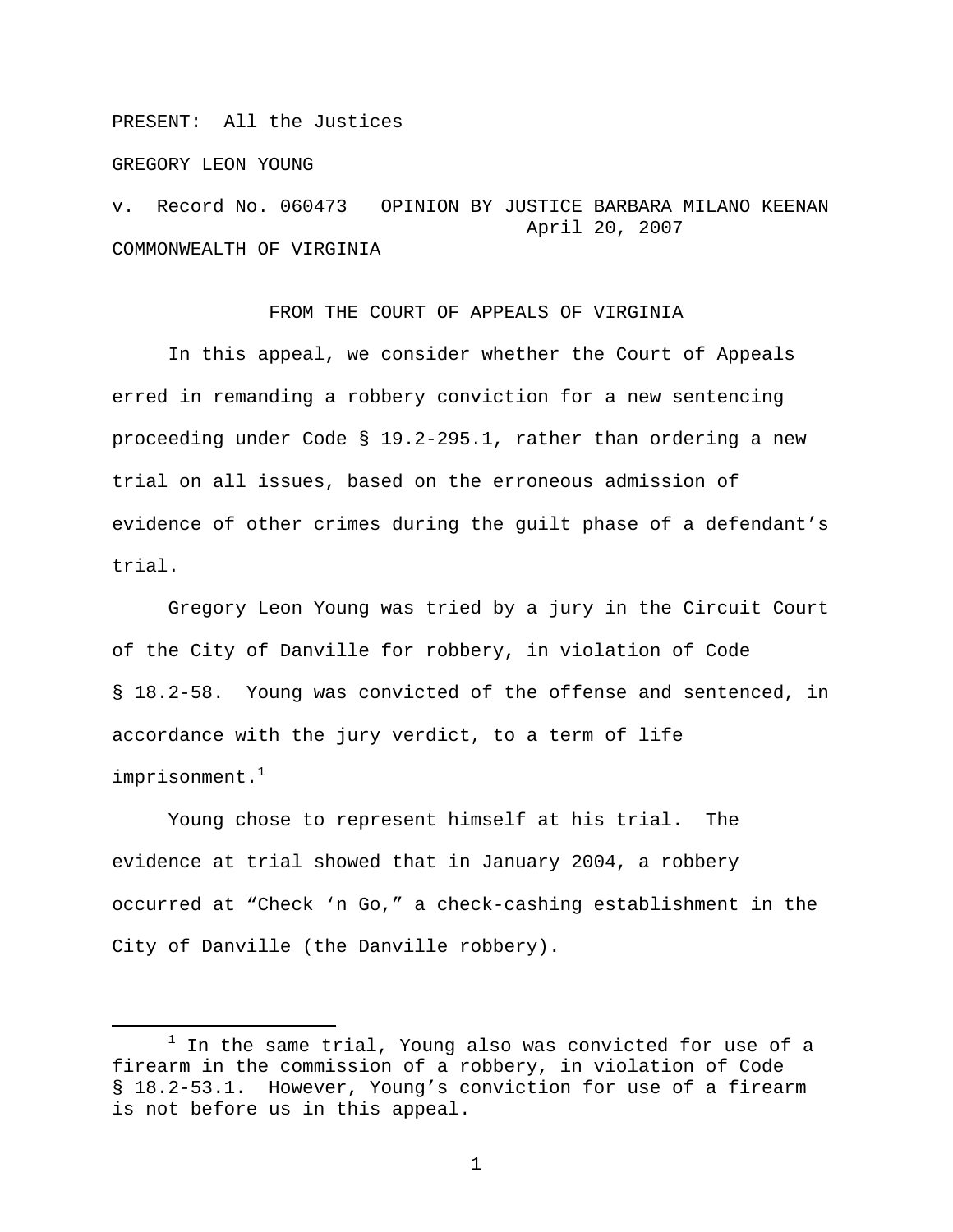PRESENT: All the Justices

GREGORY LEON YOUNG

v. Record No. 060473 OPINION BY JUSTICE BARBARA MILANO KEENAN
April 20, 2007

COMMONWEALTH OF VIRGINIA

FROM THE COURT OF APPEALS OF VIRGINIA

In this appeal, we consider whether the Court of Appeals erred in remanding a robbery conviction for a new sentencing proceeding under Code § 19.2-295.1, rather than ordering a new trial on all issues, based on the erroneous admission of evidence of other crimes during the guilt phase of a defendant's trial.

Gregory Leon Young was tried by a jury in the Circuit Court of the City of Danville for robbery, in violation of Code § 18.2-58. Young was convicted of the offense and sentenced, in accordance with the jury verdict, to a term of life imprisonment.[1]

Young chose to represent himself at his trial. The evidence at trial showed that in January 2004, a robbery occurred at "Check 'n Go," a check-cashing establishment in the City of Danville (the Danville robbery).

---

[1] In the same trial, Young also was convicted for use of a firearm in the commission of a robbery, in violation of Code § 18.2-53.1. However, Young's conviction for use of a firearm is not before us in this appeal.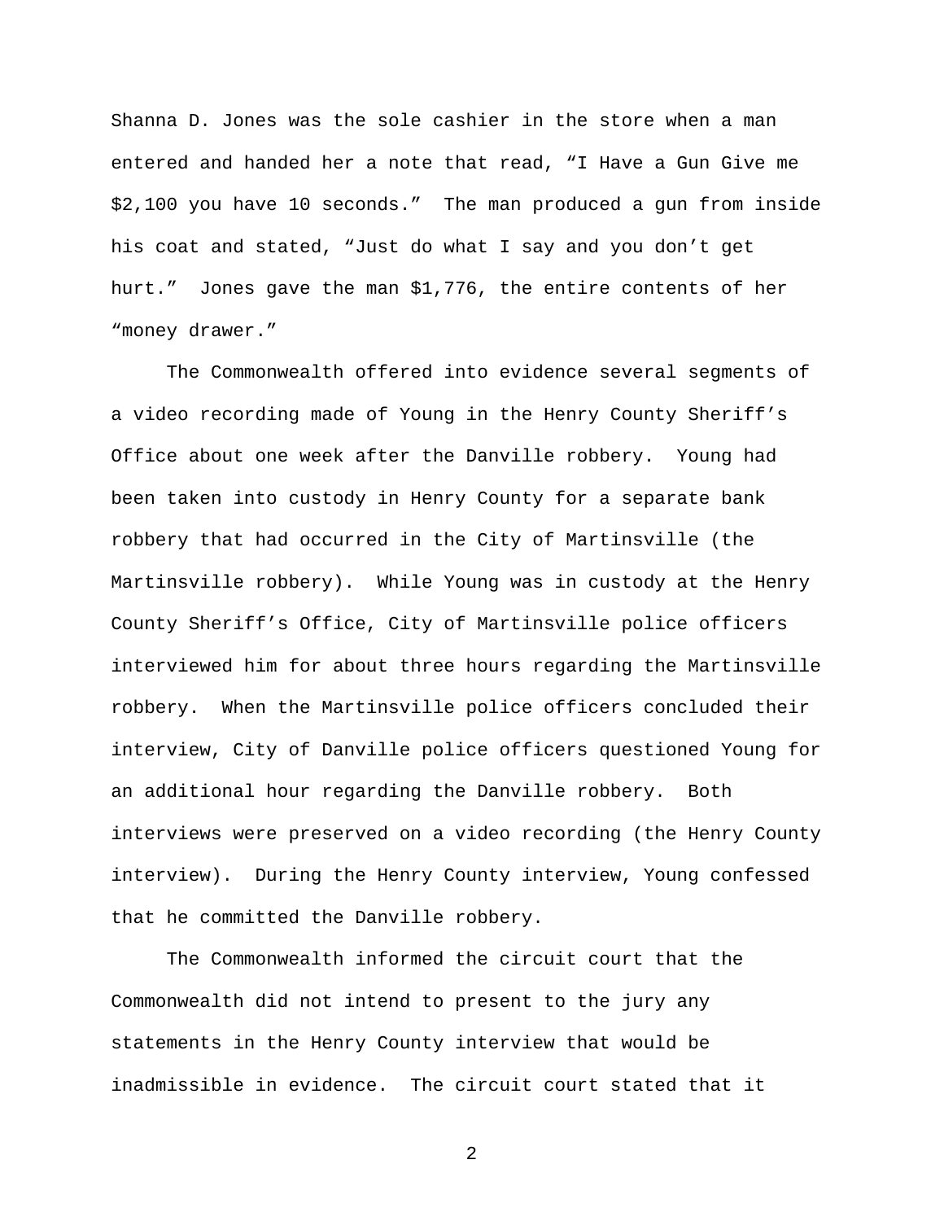Shanna D. Jones was the sole cashier in the store when a man entered and handed her a note that read, “I Have a Gun Give me $2,100 you have 10 seconds.” The man produced a gun from inside his coat and stated, “Just do what I say and you don’t get hurt.” Jones gave the man $1,776, the entire contents of her “money drawer.”

The Commonwealth offered into evidence several segments of a video recording made of Young in the Henry County Sheriff’s Office about one week after the Danville robbery. Young had been taken into custody in Henry County for a separate bank robbery that had occurred in the City of Martinsville (the Martinsville robbery). While Young was in custody at the Henry County Sheriff’s Office, City of Martinsville police officers interviewed him for about three hours regarding the Martinsville robbery. When the Martinsville police officers concluded their interview, City of Danville police officers questioned Young for an additional hour regarding the Danville robbery. Both interviews were preserved on a video recording (the Henry County interview). During the Henry County interview, Young confessed that he committed the Danville robbery.

The Commonwealth informed the circuit court that the Commonwealth did not intend to present to the jury any statements in the Henry County interview that would be inadmissible in evidence. The circuit court stated that it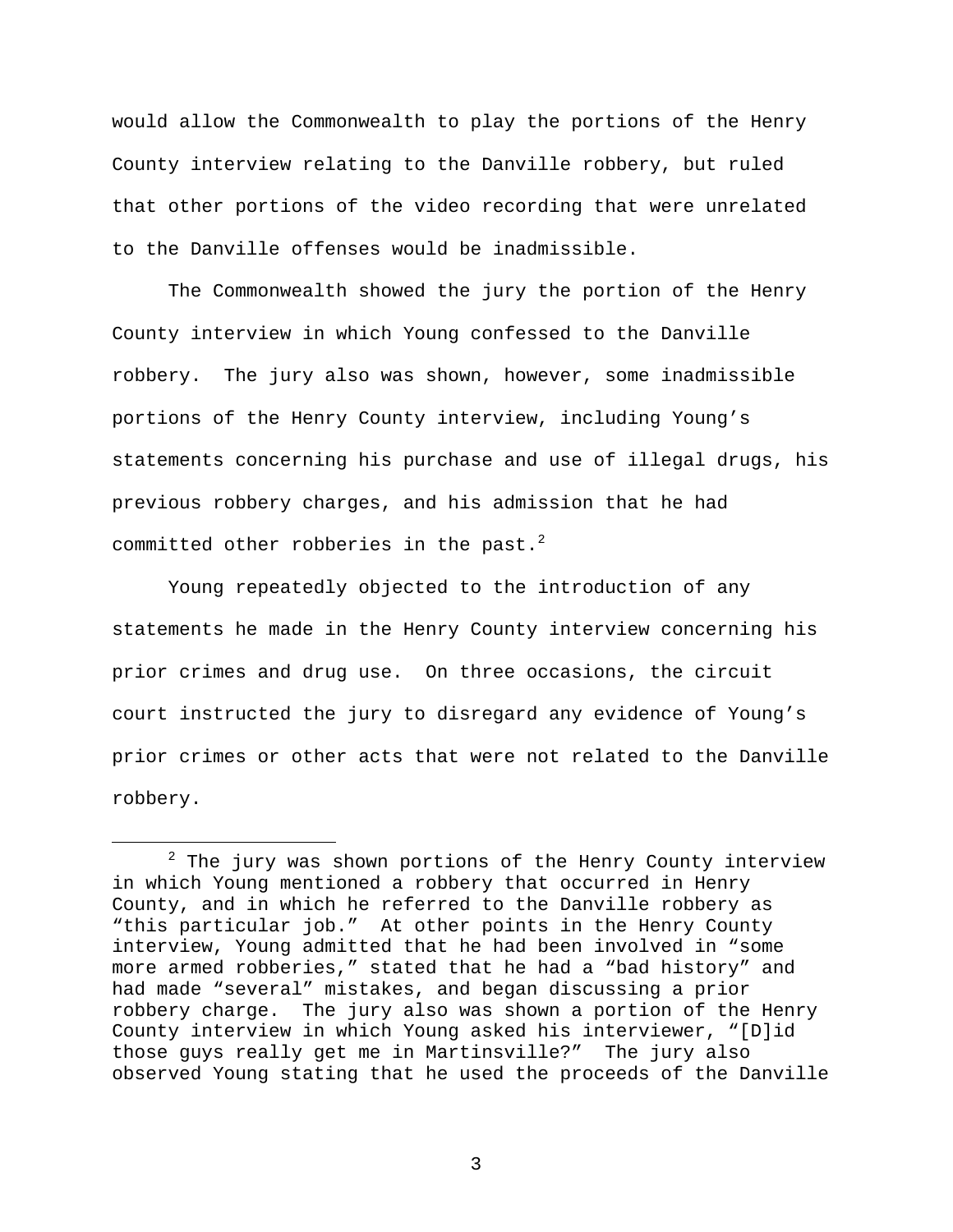would allow the Commonwealth to play the portions of the Henry County interview relating to the Danville robbery, but ruled that other portions of the video recording that were unrelated to the Danville offenses would be inadmissible.

The Commonwealth showed the jury the portion of the Henry County interview in which Young confessed to the Danville robbery. The jury also was shown, however, some inadmissible portions of the Henry County interview, including Young's statements concerning his purchase and use of illegal drugs, his previous robbery charges, and his admission that he had committed other robberies in the past.[2]

Young repeatedly objected to the introduction of any statements he made in the Henry County interview concerning his prior crimes and drug use. On three occasions, the circuit court instructed the jury to disregard any evidence of Young's prior crimes or other acts that were not related to the Danville robbery.

---

[2] The jury was shown portions of the Henry County interview in which Young mentioned a robbery that occurred in Henry County, and in which he referred to the Danville robbery as "this particular job." At other points in the Henry County interview, Young admitted that he had been involved in "some more armed robberies," stated that he had a "bad history" and had made "several" mistakes, and began discussing a prior robbery charge. The jury also was shown a portion of the Henry County interview in which Young asked his interviewer, "[D]id those guys really get me in Martinsville?" The jury also observed Young stating that he used the proceeds of the Danville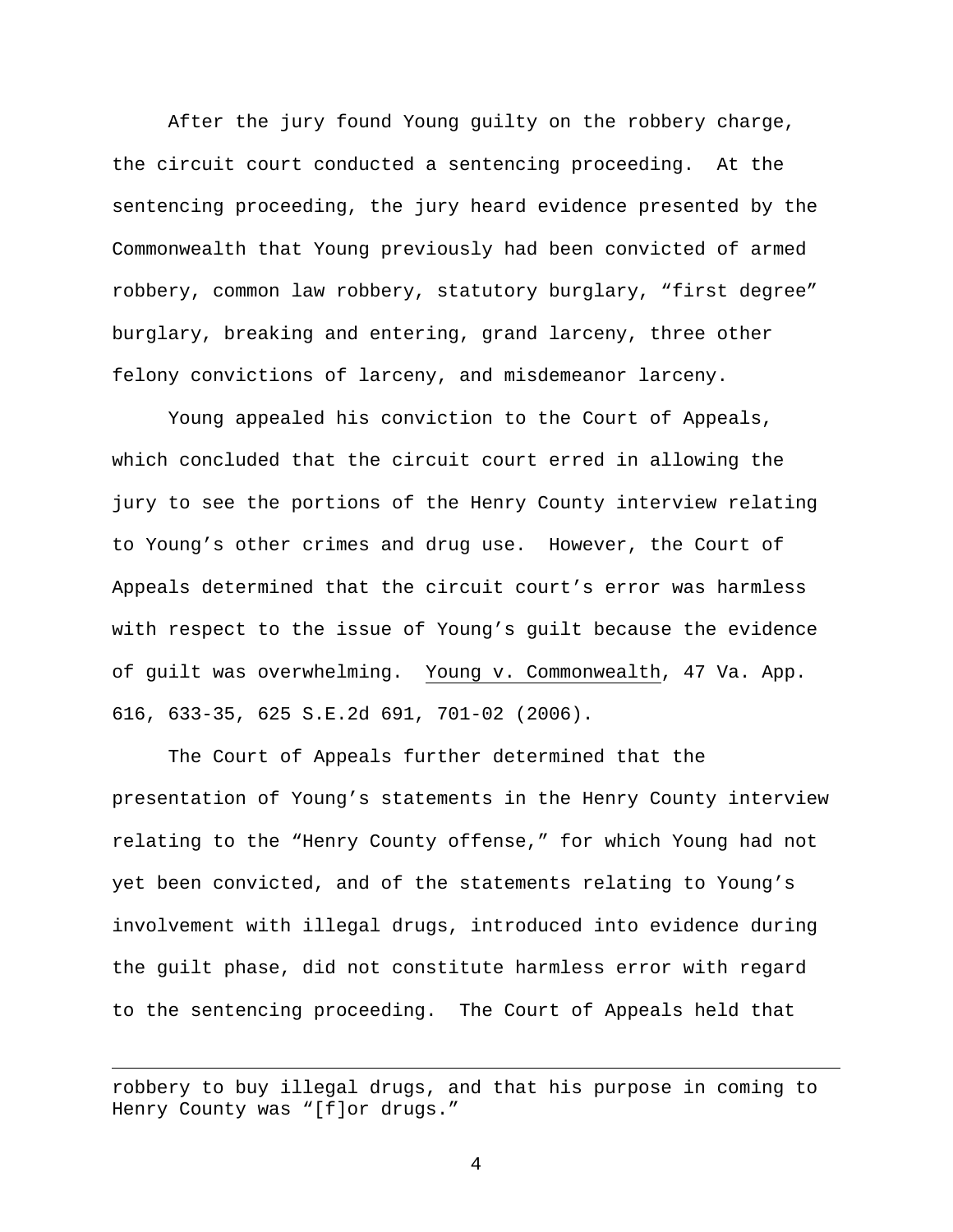After the jury found Young guilty on the robbery charge, the circuit court conducted a sentencing proceeding. At the sentencing proceeding, the jury heard evidence presented by the Commonwealth that Young previously had been convicted of armed robbery, common law robbery, statutory burglary, "first degree" burglary, breaking and entering, grand larceny, three other felony convictions of larceny, and misdemeanor larceny.

Young appealed his conviction to the Court of Appeals, which concluded that the circuit court erred in allowing the jury to see the portions of the Henry County interview relating to Young's other crimes and drug use. However, the Court of Appeals determined that the circuit court's error was harmless with respect to the issue of Young's guilt because the evidence of guilt was overwhelming. Young v. Commonwealth, 47 Va. App. 616, 633-35, 625 S.E.2d 691, 701-02 (2006).

The Court of Appeals further determined that the presentation of Young's statements in the Henry County interview relating to the "Henry County offense," for which Young had not yet been convicted, and of the statements relating to Young's involvement with illegal drugs, introduced into evidence during the guilt phase, did not constitute harmless error with regard to the sentencing proceeding. The Court of Appeals held that

---

robbery to buy illegal drugs, and that his purpose in coming to Henry County was "[f]or drugs."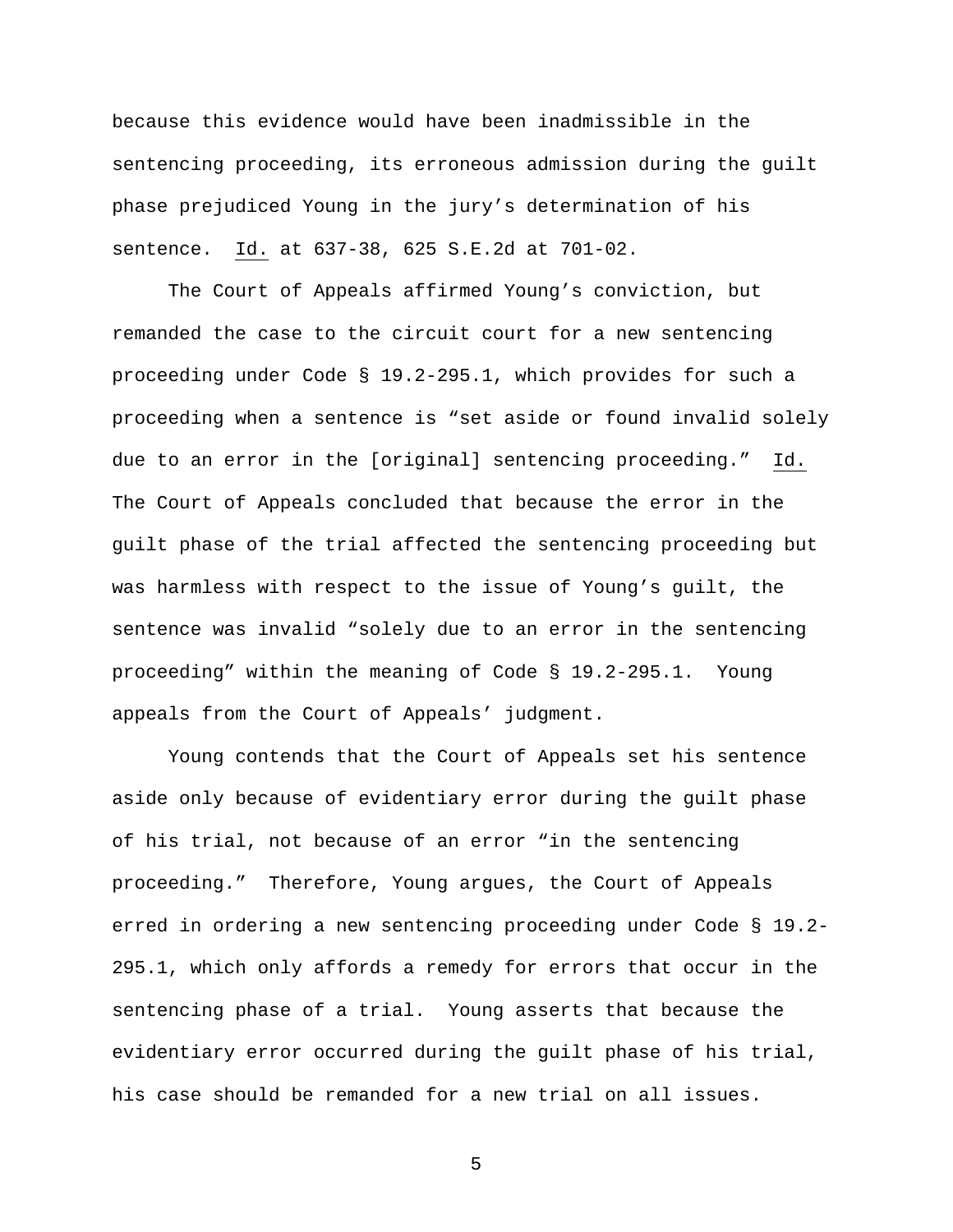because this evidence would have been inadmissible in the sentencing proceeding, its erroneous admission during the guilt phase prejudiced Young in the jury's determination of his sentence. Id. at 637-38, 625 S.E.2d at 701-02.

The Court of Appeals affirmed Young's conviction, but remanded the case to the circuit court for a new sentencing proceeding under Code § 19.2-295.1, which provides for such a proceeding when a sentence is "set aside or found invalid solely due to an error in the [original] sentencing proceeding." Id. The Court of Appeals concluded that because the error in the guilt phase of the trial affected the sentencing proceeding but was harmless with respect to the issue of Young's guilt, the sentence was invalid "solely due to an error in the sentencing proceeding" within the meaning of Code § 19.2-295.1. Young appeals from the Court of Appeals' judgment.

Young contends that the Court of Appeals set his sentence aside only because of evidentiary error during the guilt phase of his trial, not because of an error "in the sentencing proceeding." Therefore, Young argues, the Court of Appeals erred in ordering a new sentencing proceeding under Code § 19.2-295.1, which only affords a remedy for errors that occur in the sentencing phase of a trial. Young asserts that because the evidentiary error occurred during the guilt phase of his trial, his case should be remanded for a new trial on all issues.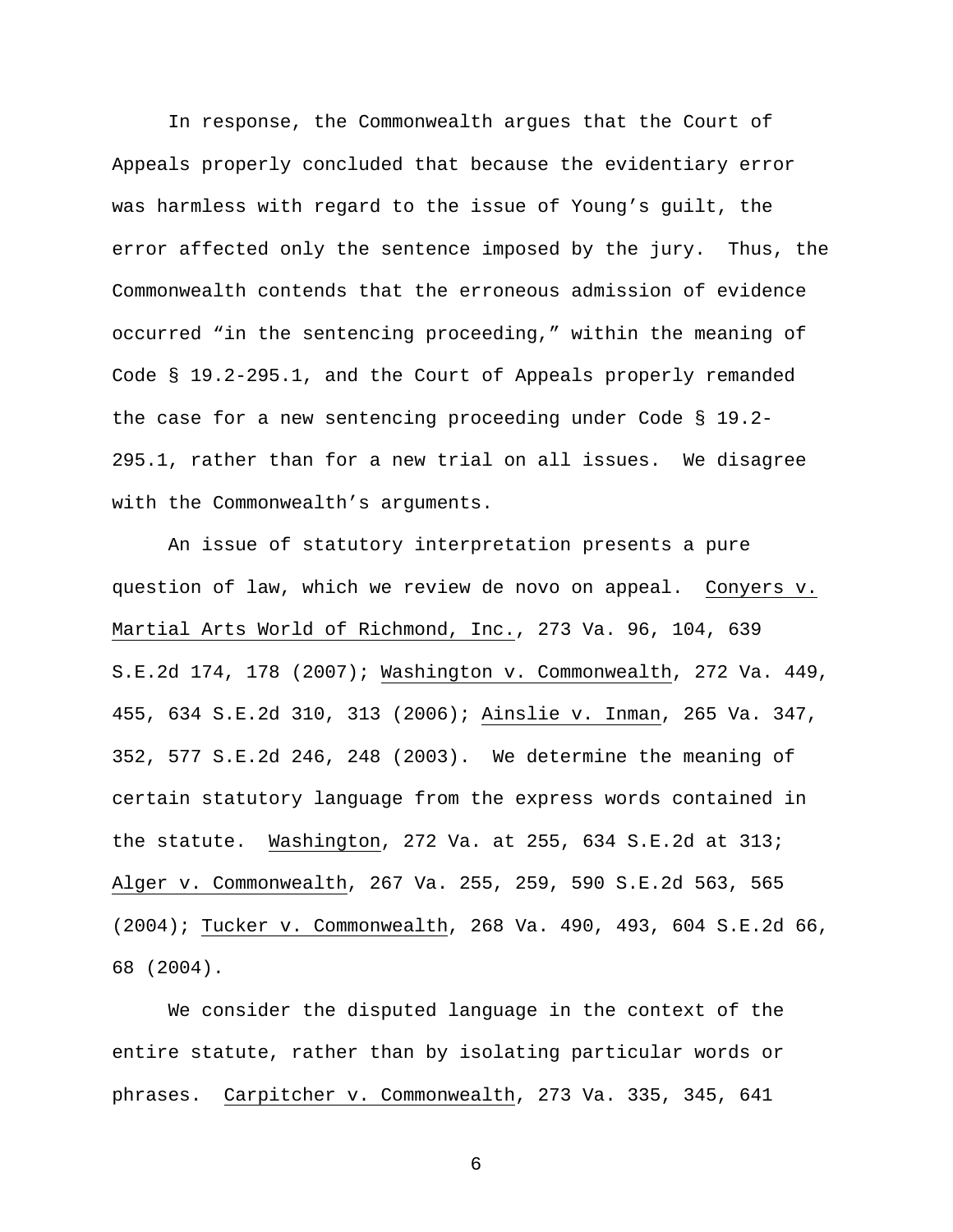In response, the Commonwealth argues that the Court of Appeals properly concluded that because the evidentiary error was harmless with regard to the issue of Young's guilt, the error affected only the sentence imposed by the jury. Thus, the Commonwealth contends that the erroneous admission of evidence occurred "in the sentencing proceeding," within the meaning of Code § 19.2-295.1, and the Court of Appeals properly remanded the case for a new sentencing proceeding under Code § 19.2-295.1, rather than for a new trial on all issues. We disagree with the Commonwealth's arguments.

An issue of statutory interpretation presents a pure question of law, which we review de novo on appeal. Conyers v. Martial Arts World of Richmond, Inc., 273 Va. 96, 104, 639 S.E.2d 174, 178 (2007); Washington v. Commonwealth, 272 Va. 449, 455, 634 S.E.2d 310, 313 (2006); Ainslie v. Inman, 265 Va. 347, 352, 577 S.E.2d 246, 248 (2003). We determine the meaning of certain statutory language from the express words contained in the statute. Washington, 272 Va. at 255, 634 S.E.2d at 313; Alger v. Commonwealth, 267 Va. 255, 259, 590 S.E.2d 563, 565 (2004); Tucker v. Commonwealth, 268 Va. 490, 493, 604 S.E.2d 66, 68 (2004).

We consider the disputed language in the context of the entire statute, rather than by isolating particular words or phrases. Carpitcher v. Commonwealth, 273 Va. 335, 345, 641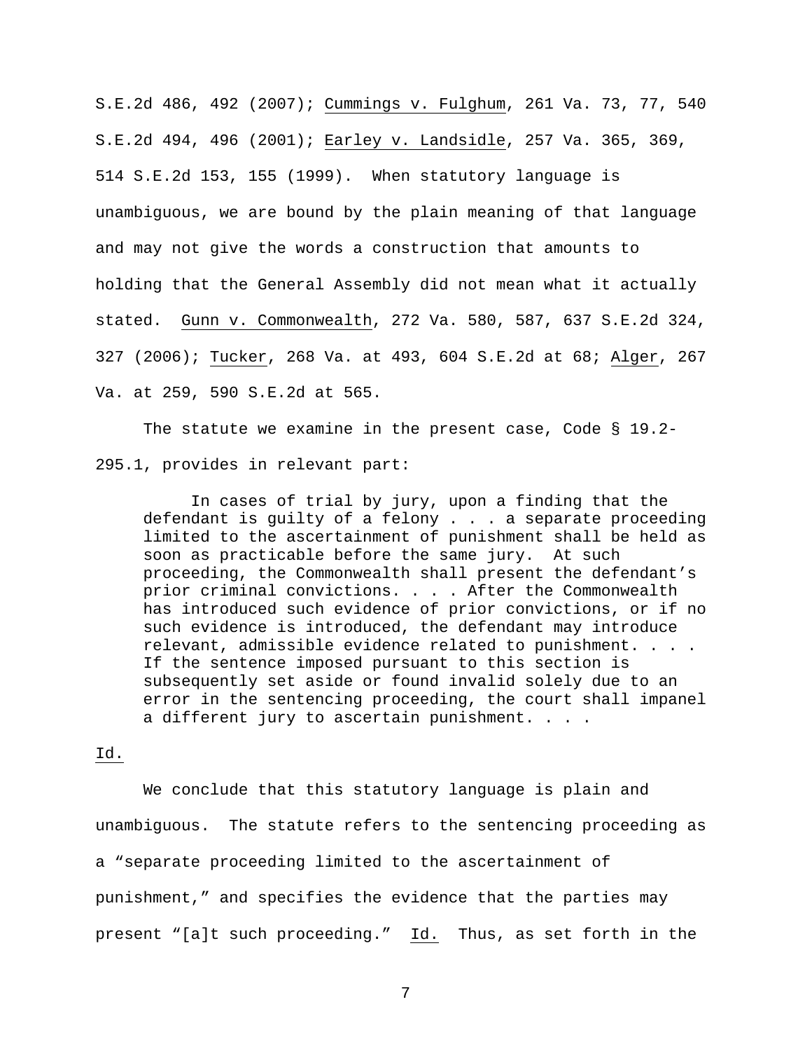S.E.2d 486, 492 (2007); Cummings v. Fulghum, 261 Va. 73, 77, 540 S.E.2d 494, 496 (2001); Earley v. Landsidle, 257 Va. 365, 369, 514 S.E.2d 153, 155 (1999). When statutory language is unambiguous, we are bound by the plain meaning of that language and may not give the words a construction that amounts to holding that the General Assembly did not mean what it actually stated. Gunn v. Commonwealth, 272 Va. 580, 587, 637 S.E.2d 324, 327 (2006); Tucker, 268 Va. at 493, 604 S.E.2d at 68; Alger, 267 Va. at 259, 590 S.E.2d at 565.

The statute we examine in the present case, Code § 19.2-295.1, provides in relevant part:

> In cases of trial by jury, upon a finding that the defendant is guilty of a felony . . . a separate proceeding limited to the ascertainment of punishment shall be held as soon as practicable before the same jury. At such proceeding, the Commonwealth shall present the defendant's prior criminal convictions. . . . After the Commonwealth has introduced such evidence of prior convictions, or if no such evidence is introduced, the defendant may introduce relevant, admissible evidence related to punishment. . . . If the sentence imposed pursuant to this section is subsequently set aside or found invalid solely due to an error in the sentencing proceeding, the court shall impanel a different jury to ascertain punishment. . . .

Id.

We conclude that this statutory language is plain and unambiguous. The statute refers to the sentencing proceeding as a "separate proceeding limited to the ascertainment of punishment," and specifies the evidence that the parties may present "[a]t such proceeding." Id. Thus, as set forth in the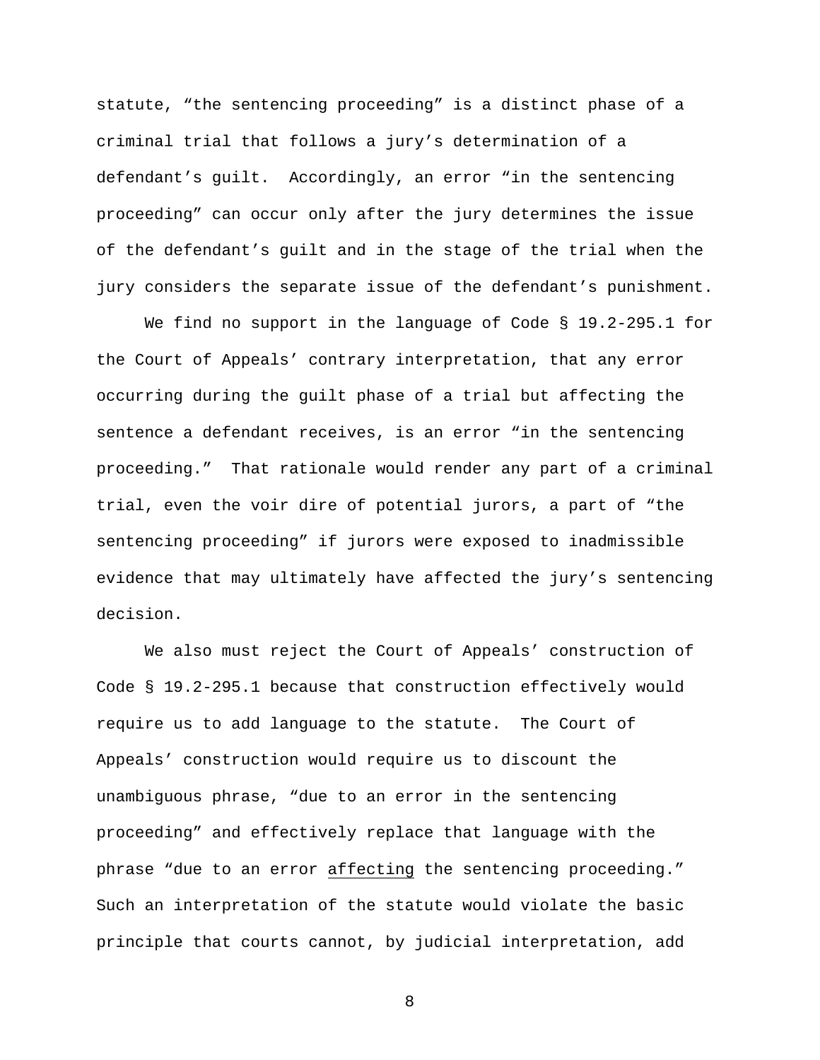statute, "the sentencing proceeding" is a distinct phase of a criminal trial that follows a jury's determination of a defendant's guilt. Accordingly, an error "in the sentencing proceeding" can occur only after the jury determines the issue of the defendant's guilt and in the stage of the trial when the jury considers the separate issue of the defendant's punishment.

We find no support in the language of Code § 19.2-295.1 for the Court of Appeals' contrary interpretation, that any error occurring during the guilt phase of a trial but affecting the sentence a defendant receives, is an error "in the sentencing proceeding." That rationale would render any part of a criminal trial, even the voir dire of potential jurors, a part of "the sentencing proceeding" if jurors were exposed to inadmissible evidence that may ultimately have affected the jury's sentencing decision.

We also must reject the Court of Appeals' construction of Code § 19.2-295.1 because that construction effectively would require us to add language to the statute. The Court of Appeals' construction would require us to discount the unambiguous phrase, "due to an error in the sentencing proceeding" and effectively replace that language with the phrase "due to an error <u>affecting</u> the sentencing proceeding." Such an interpretation of the statute would violate the basic principle that courts cannot, by judicial interpretation, add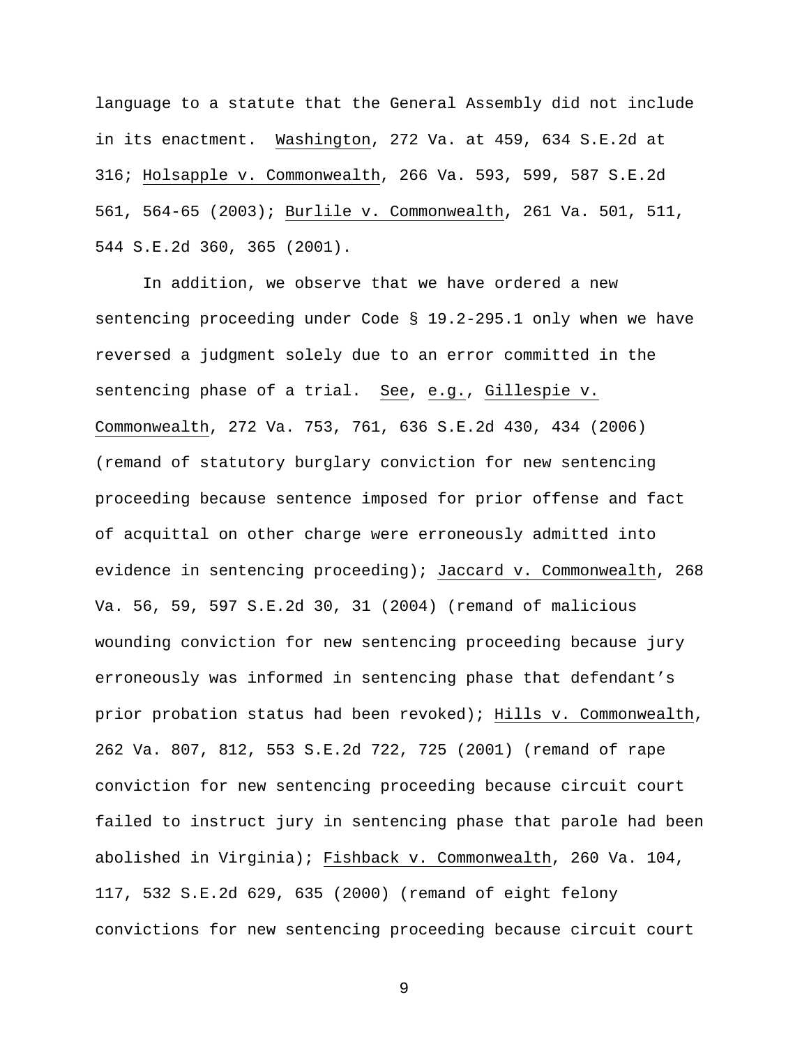language to a statute that the General Assembly did not include in its enactment. Washington, 272 Va. at 459, 634 S.E.2d at 316; Holsapple v. Commonwealth, 266 Va. 593, 599, 587 S.E.2d 561, 564-65 (2003); Burlile v. Commonwealth, 261 Va. 501, 511, 544 S.E.2d 360, 365 (2001).

In addition, we observe that we have ordered a new sentencing proceeding under Code § 19.2-295.1 only when we have reversed a judgment solely due to an error committed in the sentencing phase of a trial. See, e.g., Gillespie v. Commonwealth, 272 Va. 753, 761, 636 S.E.2d 430, 434 (2006) (remand of statutory burglary conviction for new sentencing proceeding because sentence imposed for prior offense and fact of acquittal on other charge were erroneously admitted into evidence in sentencing proceeding); Jaccard v. Commonwealth, 268 Va. 56, 59, 597 S.E.2d 30, 31 (2004) (remand of malicious wounding conviction for new sentencing proceeding because jury erroneously was informed in sentencing phase that defendant's prior probation status had been revoked); Hills v. Commonwealth, 262 Va. 807, 812, 553 S.E.2d 722, 725 (2001) (remand of rape conviction for new sentencing proceeding because circuit court failed to instruct jury in sentencing phase that parole had been abolished in Virginia); Fishback v. Commonwealth, 260 Va. 104, 117, 532 S.E.2d 629, 635 (2000) (remand of eight felony convictions for new sentencing proceeding because circuit court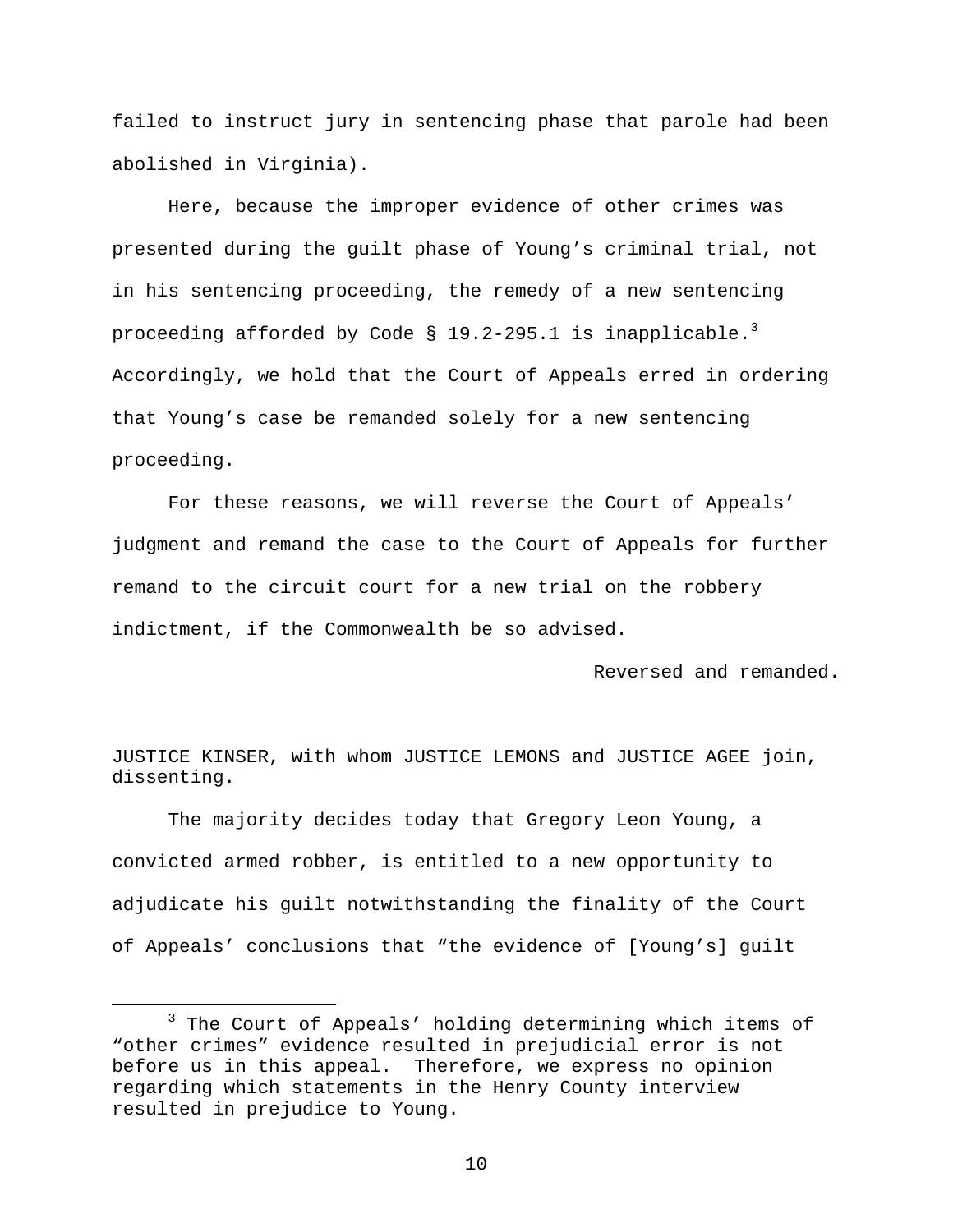failed to instruct jury in sentencing phase that parole had been abolished in Virginia).

Here, because the improper evidence of other crimes was presented during the guilt phase of Young's criminal trial, not in his sentencing proceeding, the remedy of a new sentencing proceeding afforded by Code § 19.2-295.1 is inapplicable.[3] Accordingly, we hold that the Court of Appeals erred in ordering that Young's case be remanded solely for a new sentencing proceeding.

For these reasons, we will reverse the Court of Appeals' judgment and remand the case to the Court of Appeals for further remand to the circuit court for a new trial on the robbery indictment, if the Commonwealth be so advised.

Reversed and remanded.

JUSTICE KINSER, with whom JUSTICE LEMONS and JUSTICE AGEE join, dissenting.

The majority decides today that Gregory Leon Young, a convicted armed robber, is entitled to a new opportunity to adjudicate his guilt notwithstanding the finality of the Court of Appeals' conclusions that "the evidence of [Young's] guilt

---

[3] The Court of Appeals' holding determining which items of "other crimes" evidence resulted in prejudicial error is not before us in this appeal. Therefore, we express no opinion regarding which statements in the Henry County interview resulted in prejudice to Young.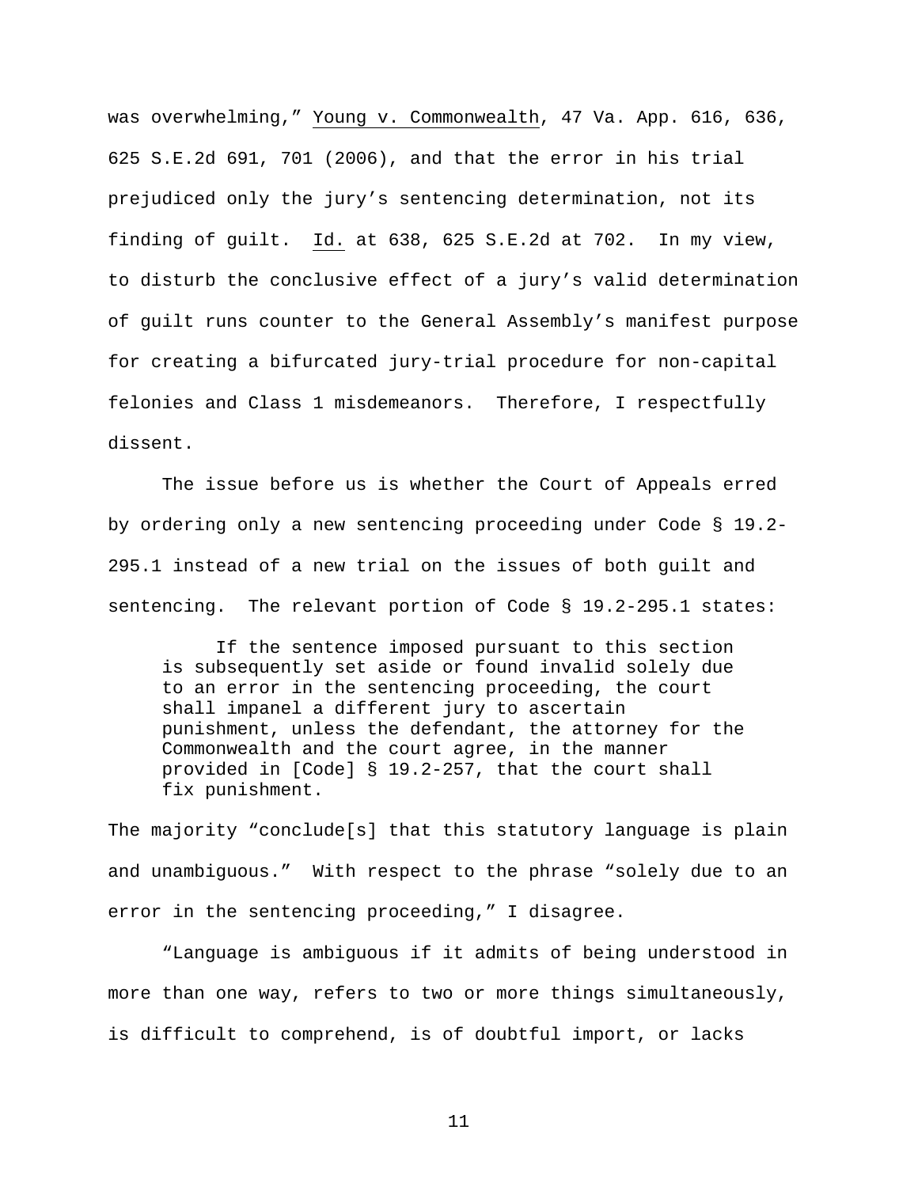was overwhelming," Young v. Commonwealth, 47 Va. App. 616, 636, 625 S.E.2d 691, 701 (2006), and that the error in his trial prejudiced only the jury's sentencing determination, not its finding of guilt. Id. at 638, 625 S.E.2d at 702. In my view, to disturb the conclusive effect of a jury's valid determination of guilt runs counter to the General Assembly's manifest purpose for creating a bifurcated jury-trial procedure for non-capital felonies and Class 1 misdemeanors. Therefore, I respectfully dissent.

The issue before us is whether the Court of Appeals erred by ordering only a new sentencing proceeding under Code § 19.2-295.1 instead of a new trial on the issues of both guilt and sentencing. The relevant portion of Code § 19.2-295.1 states:

> If the sentence imposed pursuant to this section is subsequently set aside or found invalid solely due to an error in the sentencing proceeding, the court shall impanel a different jury to ascertain punishment, unless the defendant, the attorney for the Commonwealth and the court agree, in the manner provided in [Code] § 19.2-257, that the court shall fix punishment.

The majority "conclude[s] that this statutory language is plain and unambiguous." With respect to the phrase "solely due to an error in the sentencing proceeding," I disagree.

"Language is ambiguous if it admits of being understood in more than one way, refers to two or more things simultaneously, is difficult to comprehend, is of doubtful import, or lacks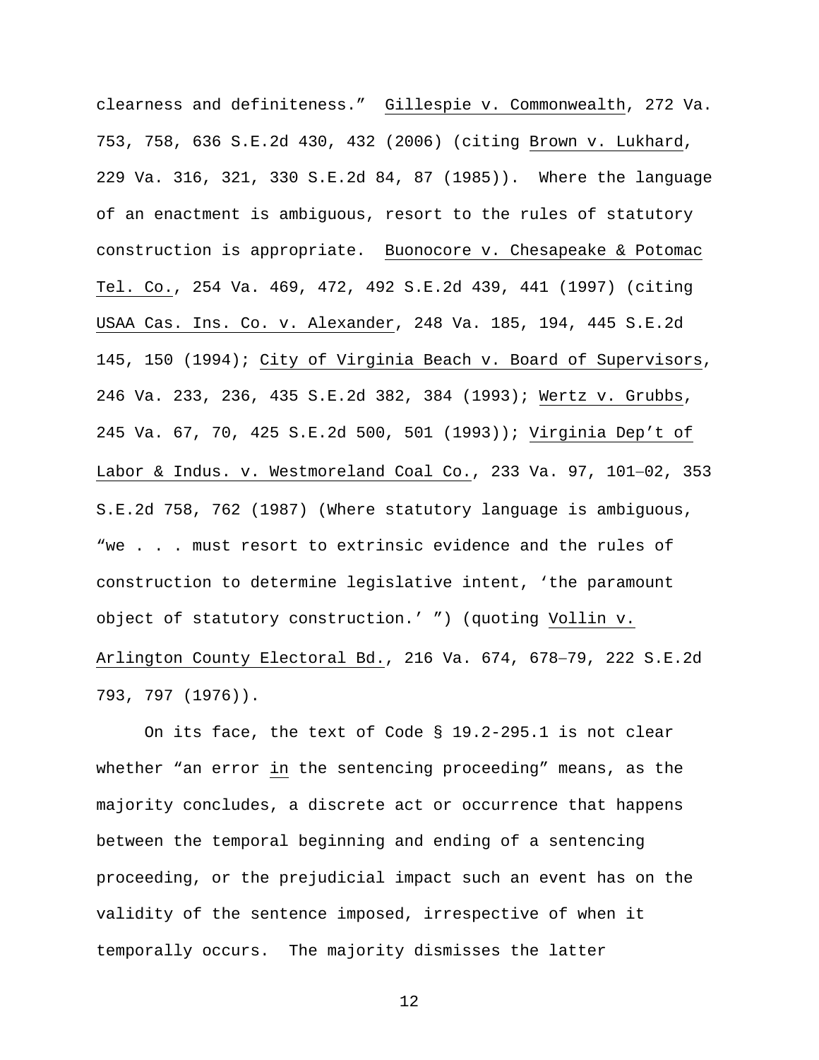clearness and definiteness." Gillespie v. Commonwealth, 272 Va. 753, 758, 636 S.E.2d 430, 432 (2006) (citing Brown v. Lukhard, 229 Va. 316, 321, 330 S.E.2d 84, 87 (1985)). Where the language of an enactment is ambiguous, resort to the rules of statutory construction is appropriate. Buonocore v. Chesapeake & Potomac Tel. Co., 254 Va. 469, 472, 492 S.E.2d 439, 441 (1997) (citing USAA Cas. Ins. Co. v. Alexander, 248 Va. 185, 194, 445 S.E.2d 145, 150 (1994); City of Virginia Beach v. Board of Supervisors, 246 Va. 233, 236, 435 S.E.2d 382, 384 (1993); Wertz v. Grubbs, 245 Va. 67, 70, 425 S.E.2d 500, 501 (1993)); Virginia Dep't of Labor & Indus. v. Westmoreland Coal Co., 233 Va. 97, 101–02, 353 S.E.2d 758, 762 (1987) (Where statutory language is ambiguous, "we . . . must resort to extrinsic evidence and the rules of construction to determine legislative intent, 'the paramount object of statutory construction.' ") (quoting Vollin v. Arlington County Electoral Bd., 216 Va. 674, 678–79, 222 S.E.2d 793, 797 (1976)).

On its face, the text of Code § 19.2-295.1 is not clear whether "an error in the sentencing proceeding" means, as the majority concludes, a discrete act or occurrence that happens between the temporal beginning and ending of a sentencing proceeding, or the prejudicial impact such an event has on the validity of the sentence imposed, irrespective of when it temporally occurs. The majority dismisses the latter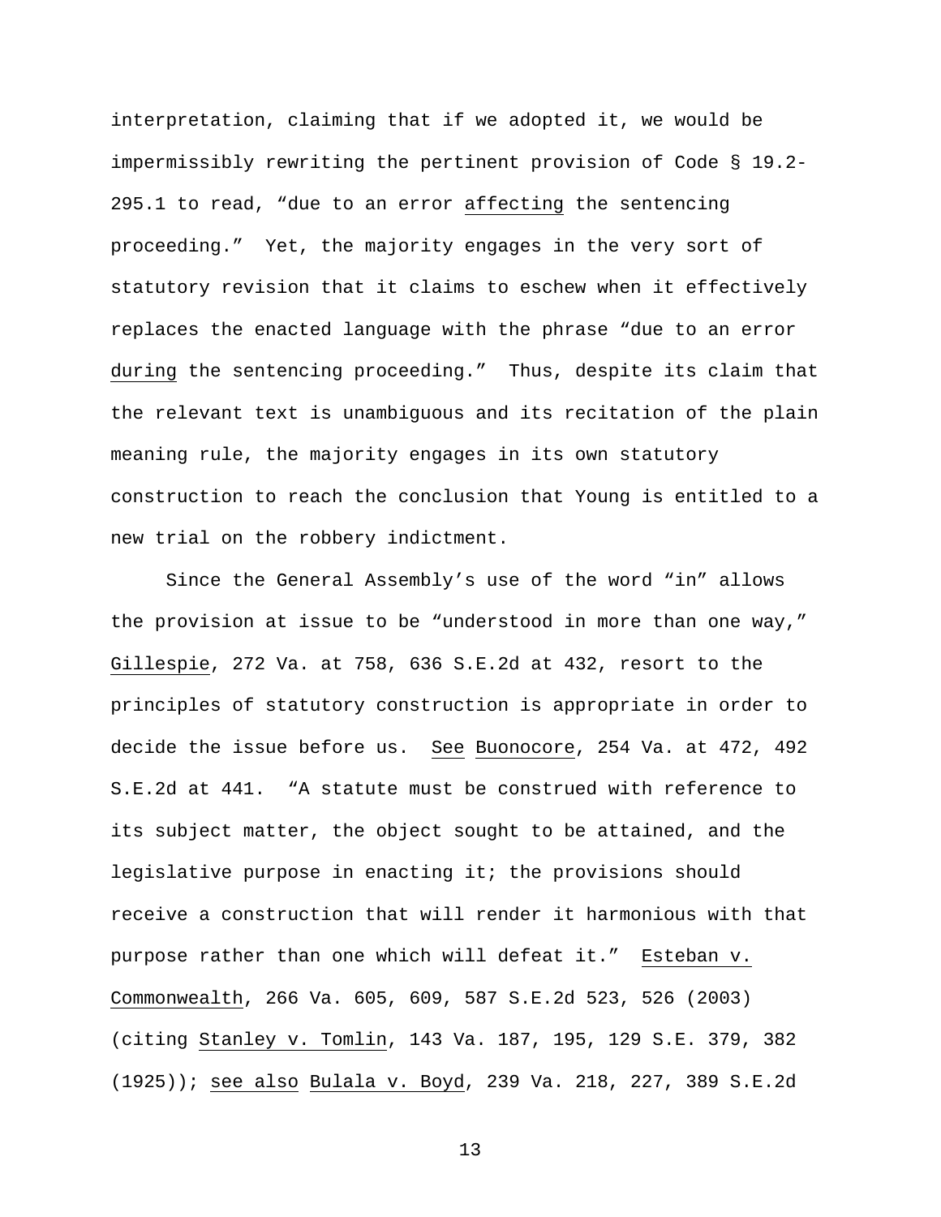interpretation, claiming that if we adopted it, we would be impermissibly rewriting the pertinent provision of Code § 19.2-295.1 to read, "due to an error affecting the sentencing proceeding." Yet, the majority engages in the very sort of statutory revision that it claims to eschew when it effectively replaces the enacted language with the phrase "due to an error during the sentencing proceeding." Thus, despite its claim that the relevant text is unambiguous and its recitation of the plain meaning rule, the majority engages in its own statutory construction to reach the conclusion that Young is entitled to a new trial on the robbery indictment.

Since the General Assembly's use of the word "in" allows the provision at issue to be "understood in more than one way," Gillespie, 272 Va. at 758, 636 S.E.2d at 432, resort to the principles of statutory construction is appropriate in order to decide the issue before us. See Buonocore, 254 Va. at 472, 492 S.E.2d at 441. "A statute must be construed with reference to its subject matter, the object sought to be attained, and the legislative purpose in enacting it; the provisions should receive a construction that will render it harmonious with that purpose rather than one which will defeat it." Esteban v. Commonwealth, 266 Va. 605, 609, 587 S.E.2d 523, 526 (2003) (citing Stanley v. Tomlin, 143 Va. 187, 195, 129 S.E. 379, 382 (1925)); see also Bulala v. Boyd, 239 Va. 218, 227, 389 S.E.2d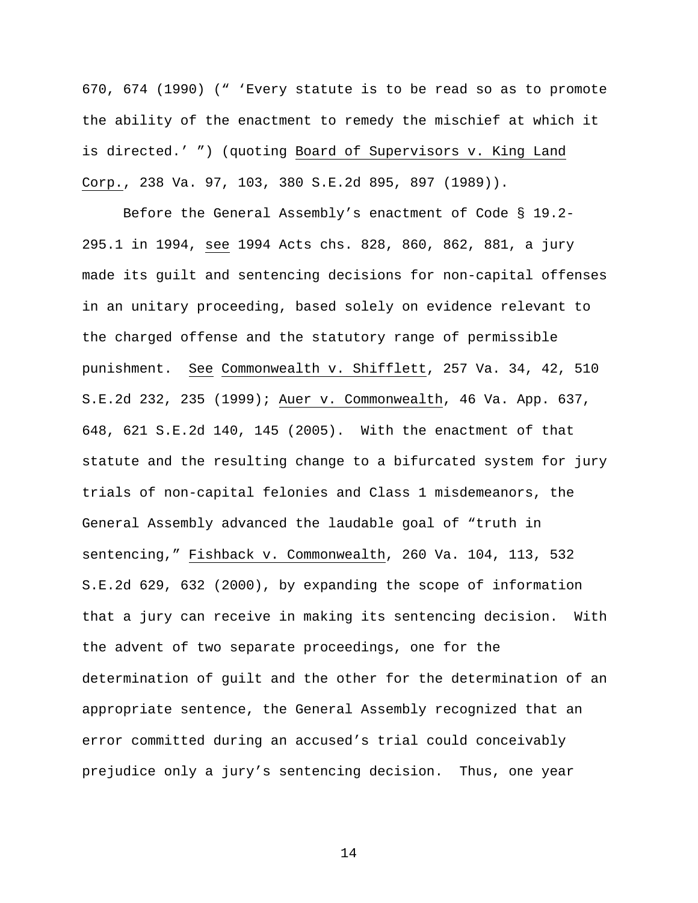670, 674 (1990) (" 'Every statute is to be read so as to promote the ability of the enactment to remedy the mischief at which it is directed.' ") (quoting Board of Supervisors v. King Land Corp., 238 Va. 97, 103, 380 S.E.2d 895, 897 (1989)).

Before the General Assembly's enactment of Code § 19.2-295.1 in 1994, see 1994 Acts chs. 828, 860, 862, 881, a jury made its guilt and sentencing decisions for non-capital offenses in an unitary proceeding, based solely on evidence relevant to the charged offense and the statutory range of permissible punishment. See Commonwealth v. Shifflett, 257 Va. 34, 42, 510 S.E.2d 232, 235 (1999); Auer v. Commonwealth, 46 Va. App. 637, 648, 621 S.E.2d 140, 145 (2005). With the enactment of that statute and the resulting change to a bifurcated system for jury trials of non-capital felonies and Class 1 misdemeanors, the General Assembly advanced the laudable goal of "truth in sentencing," Fishback v. Commonwealth, 260 Va. 104, 113, 532 S.E.2d 629, 632 (2000), by expanding the scope of information that a jury can receive in making its sentencing decision. With the advent of two separate proceedings, one for the determination of guilt and the other for the determination of an appropriate sentence, the General Assembly recognized that an error committed during an accused's trial could conceivably prejudice only a jury's sentencing decision. Thus, one year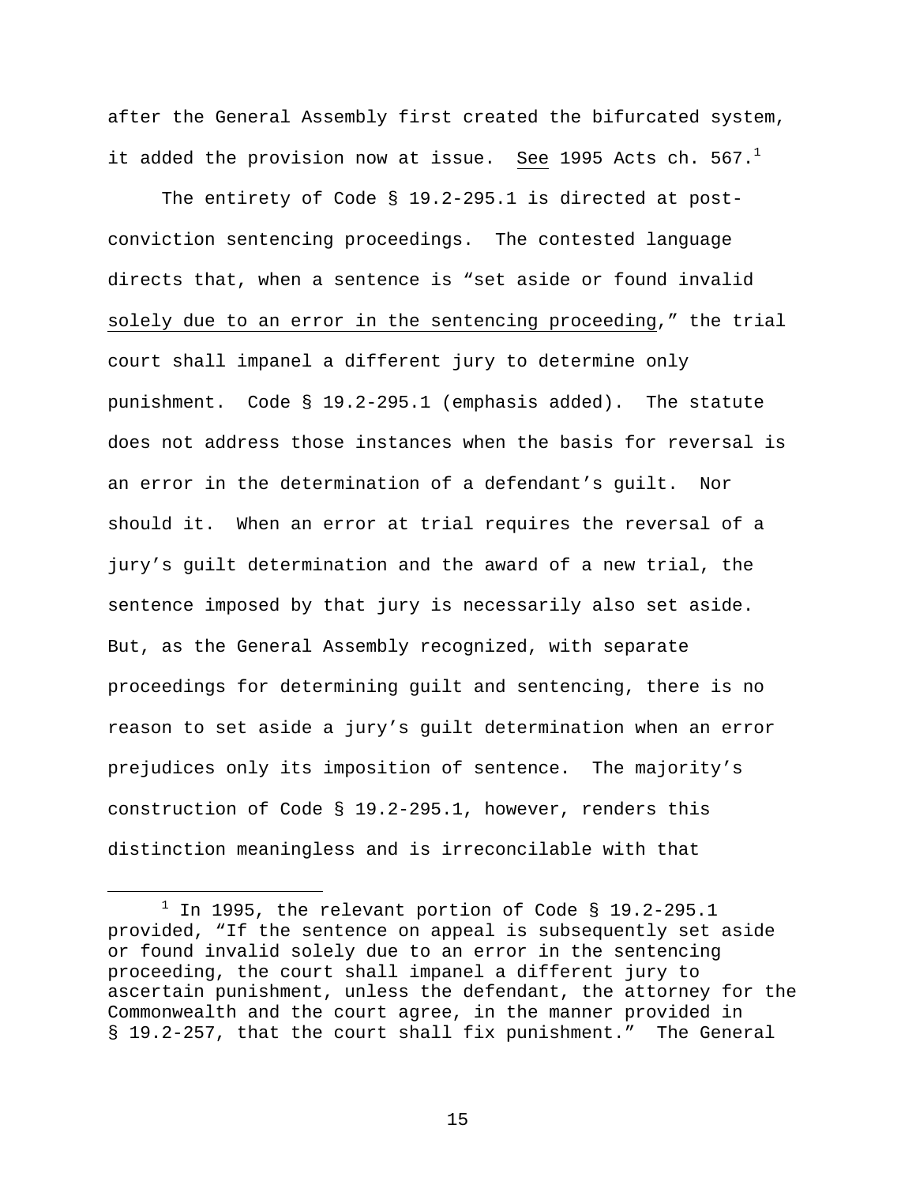after the General Assembly first created the bifurcated system, it added the provision now at issue. See 1995 Acts ch. 567.[1]

The entirety of Code § 19.2-295.1 is directed at post-conviction sentencing proceedings. The contested language directs that, when a sentence is "set aside or found invalid solely due to an error in the sentencing proceeding," the trial court shall impanel a different jury to determine only punishment. Code § 19.2-295.1 (emphasis added). The statute does not address those instances when the basis for reversal is an error in the determination of a defendant's guilt. Nor should it. When an error at trial requires the reversal of a jury's guilt determination and the award of a new trial, the sentence imposed by that jury is necessarily also set aside. But, as the General Assembly recognized, with separate proceedings for determining guilt and sentencing, there is no reason to set aside a jury's guilt determination when an error prejudices only its imposition of sentence. The majority's construction of Code § 19.2-295.1, however, renders this distinction meaningless and is irreconcilable with that

---

[1] In 1995, the relevant portion of Code § 19.2-295.1 provided, "If the sentence on appeal is subsequently set aside or found invalid solely due to an error in the sentencing proceeding, the court shall impanel a different jury to ascertain punishment, unless the defendant, the attorney for the Commonwealth and the court agree, in the manner provided in § 19.2-257, that the court shall fix punishment." The General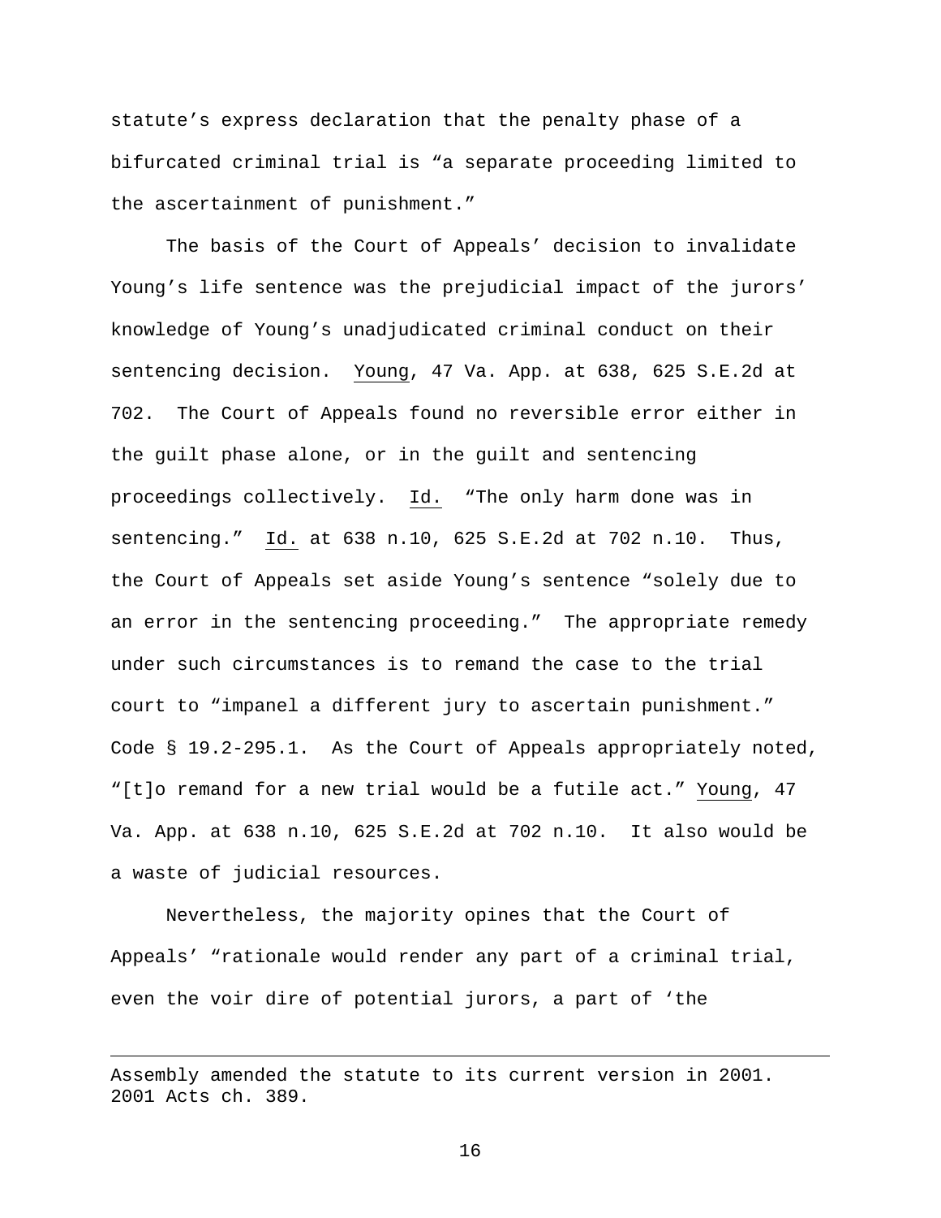statute's express declaration that the penalty phase of a bifurcated criminal trial is "a separate proceeding limited to the ascertainment of punishment."

The basis of the Court of Appeals' decision to invalidate Young's life sentence was the prejudicial impact of the jurors' knowledge of Young's unadjudicated criminal conduct on their sentencing decision. Young, 47 Va. App. at 638, 625 S.E.2d at 702. The Court of Appeals found no reversible error either in the guilt phase alone, or in the guilt and sentencing proceedings collectively. Id. "The only harm done was in sentencing." Id. at 638 n.10, 625 S.E.2d at 702 n.10. Thus, the Court of Appeals set aside Young's sentence "solely due to an error in the sentencing proceeding." The appropriate remedy under such circumstances is to remand the case to the trial court to "impanel a different jury to ascertain punishment." Code § 19.2-295.1. As the Court of Appeals appropriately noted, "[t]o remand for a new trial would be a futile act." Young, 47 Va. App. at 638 n.10, 625 S.E.2d at 702 n.10. It also would be a waste of judicial resources.

Nevertheless, the majority opines that the Court of Appeals' "rationale would render any part of a criminal trial, even the voir dire of potential jurors, a part of 'the

---

Assembly amended the statute to its current version in 2001. 2001 Acts ch. 389.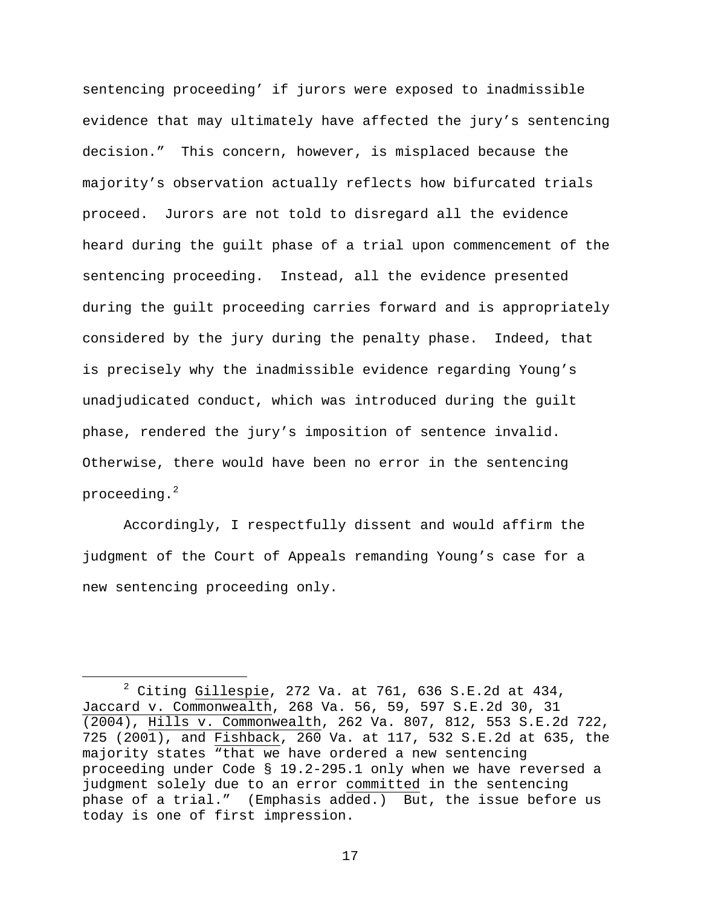sentencing proceeding' if jurors were exposed to inadmissible evidence that may ultimately have affected the jury's sentencing decision." This concern, however, is misplaced because the majority's observation actually reflects how bifurcated trials proceed. Jurors are not told to disregard all the evidence heard during the guilt phase of a trial upon commencement of the sentencing proceeding. Instead, all the evidence presented during the guilt proceeding carries forward and is appropriately considered by the jury during the penalty phase. Indeed, that is precisely why the inadmissible evidence regarding Young's unadjudicated conduct, which was introduced during the guilt phase, rendered the jury's imposition of sentence invalid. Otherwise, there would have been no error in the sentencing proceeding.[2]

Accordingly, I respectfully dissent and would affirm the judgment of the Court of Appeals remanding Young's case for a new sentencing proceeding only.

---

[2] Citing Gillespie, 272 Va. at 761, 636 S.E.2d at 434, Jaccard v. Commonwealth, 268 Va. 56, 59, 597 S.E.2d 30, 31 (2004), Hills v. Commonwealth, 262 Va. 807, 812, 553 S.E.2d 722, 725 (2001), and Fishback, 260 Va. at 117, 532 S.E.2d at 635, the majority states "that we have ordered a new sentencing proceeding under Code § 19.2-295.1 only when we have reversed a judgment solely due to an error committed in the sentencing phase of a trial." (Emphasis added.) But, the issue before us today is one of first impression.